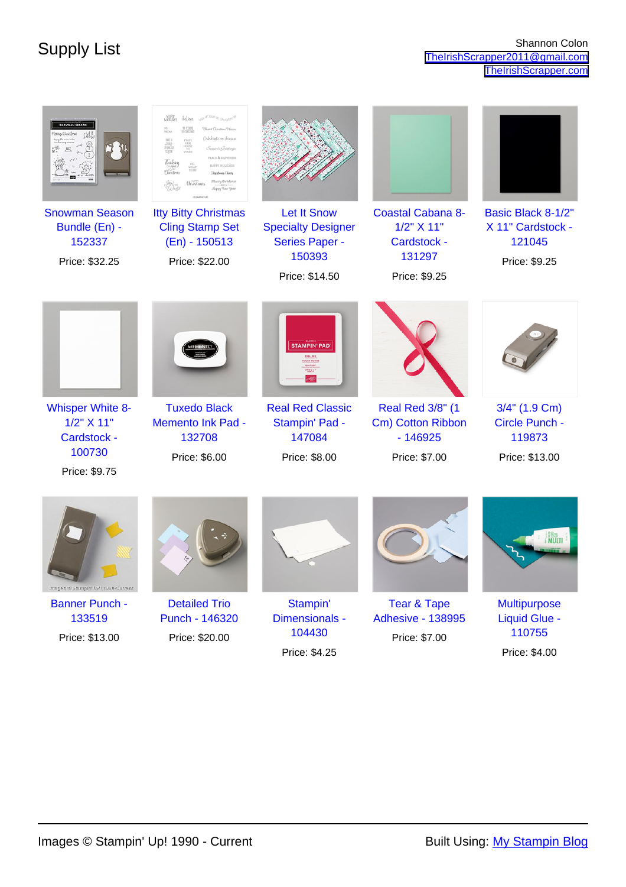# Supply List

Shannon Colon
TheIrishScrapper2011@gmail.com
TheIrishScrapper.com

- Snowman Season Bundle (En) - 152337 — Price: $32.25
- Itty Bitty Christmas Cling Stamp Set (En) - 150513 — Price: $22.00
- Let It Snow Specialty Designer Series Paper - 150393 — Price: $14.50
- Coastal Cabana 8-1/2" X 11" Cardstock - 131297 — Price: $9.25
- Basic Black 8-1/2" X 11" Cardstock - 121045 — Price: $9.25
- Whisper White 8-1/2" X 11" Cardstock - 100730 — Price: $9.75
- Tuxedo Black Memento Ink Pad - 132708 — Price: $6.00
- Real Red Classic Stampin' Pad - 147084 — Price: $8.00
- Real Red 3/8" (1 Cm) Cotton Ribbon - 146925 — Price: $7.00
- 3/4" (1.9 Cm) Circle Punch - 119873 — Price: $13.00
- Banner Punch - 133519 — Price: $13.00
- Detailed Trio Punch - 146320 — Price: $20.00
- Stampin' Dimensionals - 104430 — Price: $4.25
- Tear & Tape Adhesive - 138995 — Price: $7.00
- Multipurpose Liquid Glue - 110755 — Price: $4.00

Images © Stampin' Up! 1990 - Current

Built Using: My Stampin Blog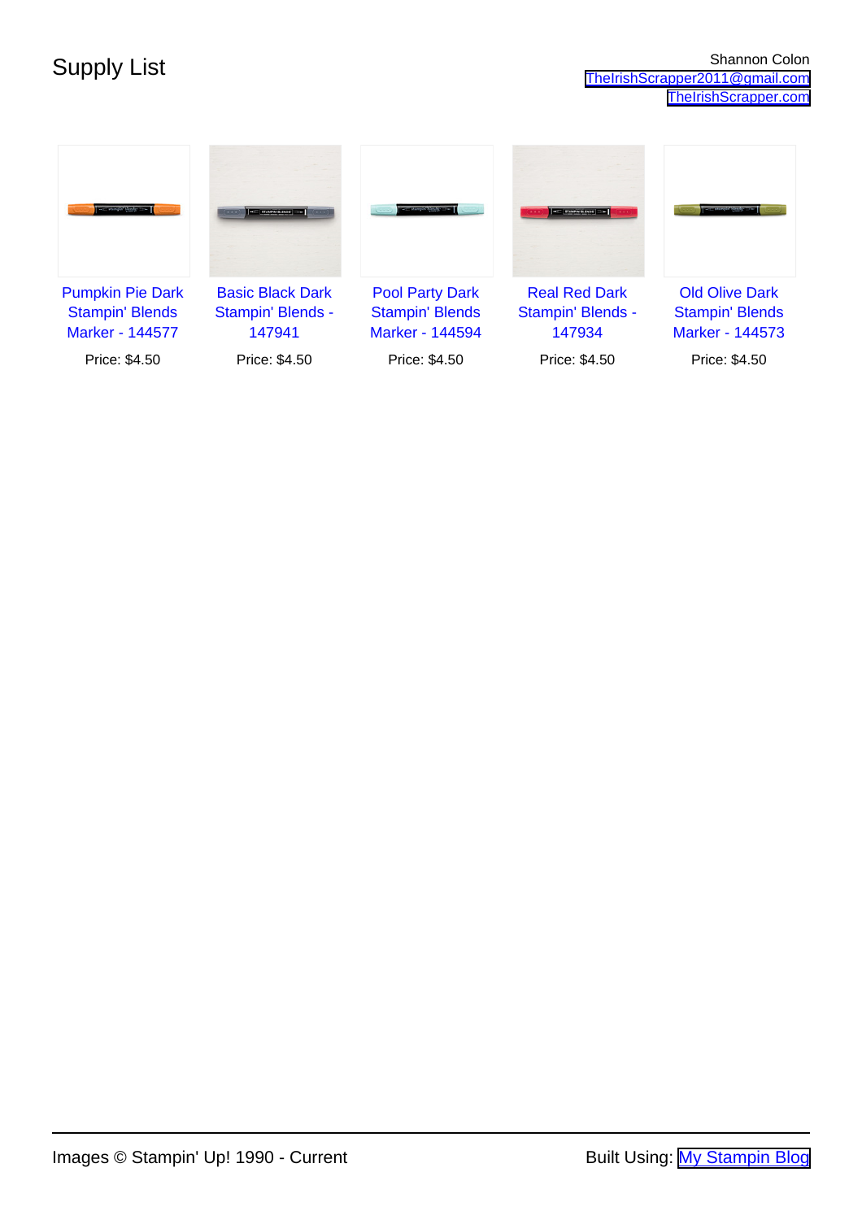# Supply List

Shannon Colon
TheIrishScrapper2011@gmail.com
TheIrishScrapper.com

| | | | | |
|---|---|---|---|---|
| Pumpkin Pie Dark Stampin' Blends Marker - 144577 | Basic Black Dark Stampin' Blends - 147941 | Pool Party Dark Stampin' Blends Marker - 144594 | Real Red Dark Stampin' Blends - 147934 | Old Olive Dark Stampin' Blends Marker - 144573 |
| Price: $4.50 | Price: $4.50 | Price: $4.50 | Price: $4.50 | Price: $4.50 |

Images © Stampin' Up! 1990 - Current

Built Using: My Stampin Blog